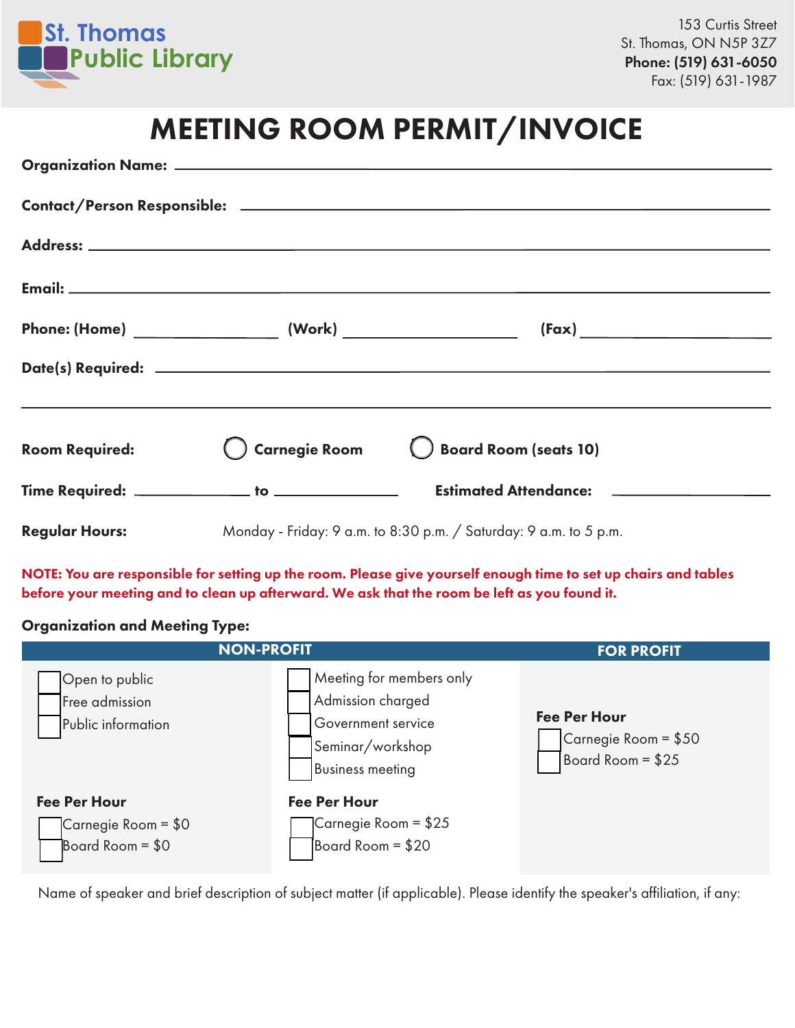St. Thomas Public Library

153 Curtis Street
St. Thomas, ON N5P 3Z7
**Phone: (519) 631-6050**
Fax: (519) 631-1987

# MEETING ROOM PERMIT/INVOICE

**Organization Name:** ____________________

**Contact/Person Responsible:** ____________________

**Address:** ____________________

**Email:** ____________________

**Phone: (Home)** ____________ **(Work)** ____________ **(Fax)** ____________

**Date(s) Required:** ____________________

____________________

**Room Required:** ◯ **Carnegie Room** ◯ **Board Room (seats 10)**

**Time Required:** ____________ **to** ____________ **Estimated Attendance:** ____________

**Regular Hours:** Monday - Friday: 9 a.m. to 8:30 p.m. / Saturday: 9 a.m. to 5 p.m.

**NOTE: You are responsible for setting up the room. Please give yourself enough time to set up chairs and tables before your meeting and to clean up afterward. We ask that the room be left as you found it.**

**Organization and Meeting Type:**

| NON-PROFIT | | FOR PROFIT |
|---|---|---|
| ☐ Open to public<br>☐ Free admission<br>☐ Public information | ☐ Meeting for members only<br>☐ Admission charged<br>☐ Government service<br>☐ Seminar/workshop<br>☐ Business meeting | **Fee Per Hour**<br>☐ Carnegie Room = $50<br>☐ Board Room = $25 |
| **Fee Per Hour**<br>☐ Carnegie Room = $0<br>☐ Board Room = $0 | **Fee Per Hour**<br>☐ Carnegie Room = $25<br>☐ Board Room = $20 | |

Name of speaker and brief description of subject matter (if applicable). Please identify the speaker's affiliation, if any: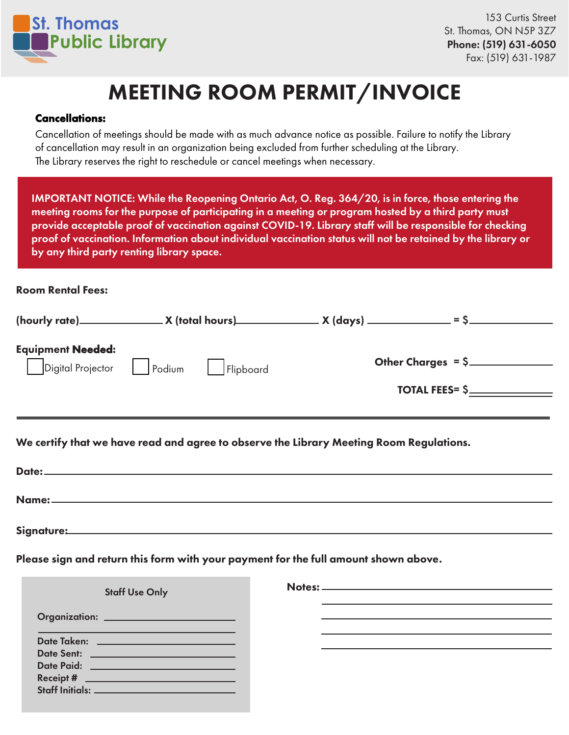**St. Thomas Public Library**

153 Curtis Street
St. Thomas, ON N5P 3Z7
**Phone: (519) 631-6050**
Fax: (519) 631-1987

# MEETING ROOM PERMIT/INVOICE

**Cancellations:**

Cancellation of meetings should be made with as much advance notice as possible. Failure to notify the Library of cancellation may result in an organization being excluded from further scheduling at the Library. The Library reserves the right to reschedule or cancel meetings when necessary.

**IMPORTANT NOTICE: While the Reopening Ontario Act, O. Reg. 364/20, is in force, those entering the meeting rooms for the purpose of participating in a meeting or program hosted by a third party must provide acceptable proof of vaccination against COVID-19. Library staff will be responsible for checking proof of vaccination. Information about individual vaccination status will not be retained by the library or by any third party renting library space.**

**Room Rental Fees:**

**(hourly rate)**\_\_\_\_\_\_\_\_\_\_ **X (total hours)**\_\_\_\_\_\_\_\_\_\_ **X (days)** \_\_\_\_\_\_\_\_\_\_ **= $**\_\_\_\_\_\_\_\_\_\_

**Equipment Needed:**

☐ Digital Projector ☐ Podium ☐ Flipboard

**Other Charges = $**\_\_\_\_\_\_\_\_\_\_

**TOTAL FEES= $**\_\_\_\_\_\_\_\_\_\_

---

**We certify that we have read and agree to observe the Library Meeting Room Regulations.**

**Date:**\_\_\_\_\_\_\_\_\_\_\_\_\_\_\_\_\_\_\_\_

**Name:**\_\_\_\_\_\_\_\_\_\_\_\_\_\_\_\_\_\_\_\_

**Signature:**\_\_\_\_\_\_\_\_\_\_\_\_\_\_\_\_\_\_\_\_

**Please sign and return this form with your payment for the full amount shown above.**

**Staff Use Only**

**Organization:** \_\_\_\_\_\_\_\_\_\_\_\_\_\_\_\_\_\_\_\_

**Date Taken:** \_\_\_\_\_\_\_\_\_\_
**Date Sent:** \_\_\_\_\_\_\_\_\_\_
**Date Paid:** \_\_\_\_\_\_\_\_\_\_
**Receipt #** \_\_\_\_\_\_\_\_\_\_
**Staff Initials:** \_\_\_\_\_\_\_\_\_\_

**Notes:** \_\_\_\_\_\_\_\_\_\_\_\_\_\_\_\_\_\_\_\_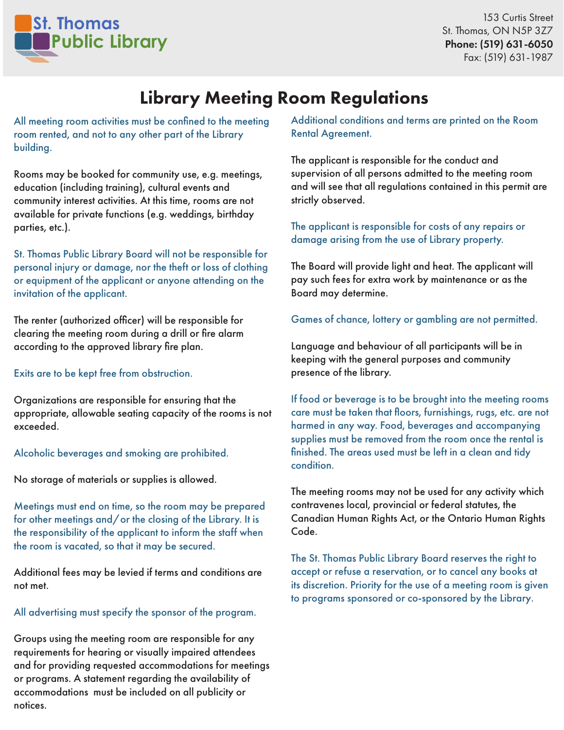St. Thomas Public Library

153 Curtis Street
St. Thomas, ON N5P 3Z7
**Phone: (519) 631-6050**
Fax: (519) 631-1987

# Library Meeting Room Regulations

All meeting room activities must be confined to the meeting room rented, and not to any other part of the Library building.

Rooms may be booked for community use, e.g. meetings, education (including training), cultural events and community interest activities. At this time, rooms are not available for private functions (e.g. weddings, birthday parties, etc.).

St. Thomas Public Library Board will not be responsible for personal injury or damage, nor the theft or loss of clothing or equipment of the applicant or anyone attending on the invitation of the applicant.

The renter (authorized officer) will be responsible for clearing the meeting room during a drill or fire alarm according to the approved library fire plan.

Exits are to be kept free from obstruction.

Organizations are responsible for ensuring that the appropriate, allowable seating capacity of the rooms is not exceeded.

Alcoholic beverages and smoking are prohibited.

No storage of materials or supplies is allowed.

Meetings must end on time, so the room may be prepared for other meetings and/or the closing of the Library. It is the responsibility of the applicant to inform the staff when the room is vacated, so that it may be secured.

Additional fees may be levied if terms and conditions are not met.

All advertising must specify the sponsor of the program.

Groups using the meeting room are responsible for any requirements for hearing or visually impaired attendees and for providing requested accommodations for meetings or programs. A statement regarding the availability of accommodations must be included on all publicity or notices.

Additional conditions and terms are printed on the Room Rental Agreement.

The applicant is responsible for the conduct and supervision of all persons admitted to the meeting room and will see that all regulations contained in this permit are strictly observed.

The applicant is responsible for costs of any repairs or damage arising from the use of Library property.

The Board will provide light and heat. The applicant will pay such fees for extra work by maintenance or as the Board may determine.

Games of chance, lottery or gambling are not permitted.

Language and behaviour of all participants will be in keeping with the general purposes and community presence of the library.

If food or beverage is to be brought into the meeting rooms care must be taken that floors, furnishings, rugs, etc. are not harmed in any way. Food, beverages and accompanying supplies must be removed from the room once the rental is finished. The areas used must be left in a clean and tidy condition.

The meeting rooms may not be used for any activity which contravenes local, provincial or federal statutes, the Canadian Human Rights Act, or the Ontario Human Rights Code.

The St. Thomas Public Library Board reserves the right to accept or refuse a reservation, or to cancel any books at its discretion. Priority for the use of a meeting room is given to programs sponsored or co-sponsored by the Library.